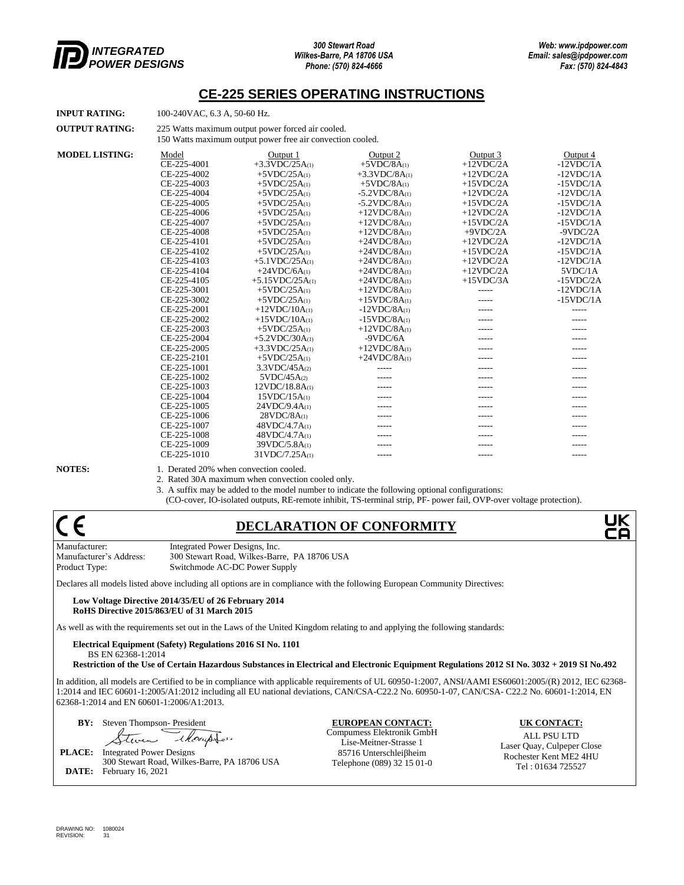INTEGRATED POWER DESIGNS

*300 Stewart Road*
*Wilkes-Barre, PA 18706 USA*
*Phone: (570) 824-4666*

*Web: www.ipdpower.com*
*Email: sales@ipdpower.com*
*Fax: (570) 824-4843*

# CE-225 SERIES OPERATING INSTRUCTIONS

**INPUT RATING:** 100-240VAC, 6.3 A, 50-60 Hz.

**OUTPUT RATING:** 225 Watts maximum output power forced air cooled.
150 Watts maximum output power free air convection cooled.

**MODEL LISTING:**

| Model | Output 1 | Output 2 | Output 3 | Output 4 |
|---|---|---|---|---|
| CE-225-4001 | +3.3VDC/25A(1) | +5VDC/8A(1) | +12VDC/2A | -12VDC/1A |
| CE-225-4002 | +5VDC/25A(1) | +3.3VDC/8A(1) | +12VDC/2A | -12VDC/1A |
| CE-225-4003 | +5VDC/25A(1) | +5VDC/8A(1) | +15VDC/2A | -15VDC/1A |
| CE-225-4004 | +5VDC/25A(1) | -5.2VDC/8A(1) | +12VDC/2A | -12VDC/1A |
| CE-225-4005 | +5VDC/25A(1) | -5.2VDC/8A(1) | +15VDC/2A | -15VDC/1A |
| CE-225-4006 | +5VDC/25A(1) | +12VDC/8A(1) | +12VDC/2A | -12VDC/1A |
| CE-225-4007 | +5VDC/25A(1) | +12VDC/8A(1) | +15VDC/2A | -15VDC/1A |
| CE-225-4008 | +5VDC/25A(1) | +12VDC/8A(1) | +9VDC/2A | -9VDC/2A |
| CE-225-4101 | +5VDC/25A(1) | +24VDC/8A(1) | +12VDC/2A | -12VDC/1A |
| CE-225-4102 | +5VDC/25A(1) | +24VDC/8A(1) | +15VDC/2A | -15VDC/1A |
| CE-225-4103 | +5.1VDC/25A(1) | +24VDC/8A(1) | +12VDC/2A | -12VDC/1A |
| CE-225-4104 | +24VDC/6A(1) | +24VDC/8A(1) | +12VDC/2A | 5VDC/1A |
| CE-225-4105 | +5.15VDC/25A(1) | +24VDC/8A(1) | +15VDC/3A | -15VDC/2A |
| CE-225-3001 | +5VDC/25A(1) | +12VDC/8A(1) | ----- | -12VDC/1A |
| CE-225-3002 | +5VDC/25A(1) | +15VDC/8A(1) | ----- | -15VDC/1A |
| CE-225-2001 | +12VDC/10A(1) | -12VDC/8A(1) | ----- | ----- |
| CE-225-2002 | +15VDC/10A(1) | -15VDC/8A(1) | ----- | ----- |
| CE-225-2003 | +5VDC/25A(1) | +12VDC/8A(1) | ----- | ----- |
| CE-225-2004 | +5.2VDC/30A(1) | -9VDC/6A | ----- | ----- |
| CE-225-2005 | +3.3VDC/25A(1) | +12VDC/8A(1) | ----- | ----- |
| CE-225-2101 | +5VDC/25A(1) | +24VDC/8A(1) | ----- | ----- |
| CE-225-1001 | 3.3VDC/45A(2) | ----- | ----- | ----- |
| CE-225-1002 | 5VDC/45A(2) | ----- | ----- | ----- |
| CE-225-1003 | 12VDC/18.8A(1) | ----- | ----- | ----- |
| CE-225-1004 | 15VDC/15A(1) | ----- | ----- | ----- |
| CE-225-1005 | 24VDC/9.4A(1) | ----- | ----- | ----- |
| CE-225-1006 | 28VDC/8A(1) | ----- | ----- | ----- |
| CE-225-1007 | 48VDC/4.7A(1) | ----- | ----- | ----- |
| CE-225-1008 | 48VDC/4.7A(1) | ----- | ----- | ----- |
| CE-225-1009 | 39VDC/5.8A(1) | ----- | ----- | ----- |
| CE-225-1010 | 31VDC/7.25A(1) | ----- | ----- | ----- |

**NOTES:**
1. Derated 20% when convection cooled.
2. Rated 30A maximum when convection cooled only.
3. A suffix may be added to the model number to indicate the following optional configurations:
(CO-cover, IO-isolated outputs, RE-remote inhibit, TS-terminal strip, PF- power fail, OVP-over voltage protection).

CE

## DECLARATION OF CONFORMITY

UK CA

Manufacturer: Integrated Power Designs, Inc.
Manufacturer's Address: 300 Stewart Road, Wilkes-Barre, PA 18706 USA
Product Type: Switchmode AC-DC Power Supply

Declares all models listed above including all options are in compliance with the following European Community Directives:

**Low Voltage Directive 2014/35/EU of 26 February 2014**
**RoHS Directive 2015/863/EU of 31 March 2015**

As well as with the requirements set out in the Laws of the United Kingdom relating to and applying the following standards:

**Electrical Equipment (Safety) Regulations 2016 SI No. 1101**
BS EN 62368-1:2014
**Restriction of the Use of Certain Hazardous Substances in Electrical and Electronic Equipment Regulations 2012 SI No. 3032 + 2019 SI No.492**

In addition, all models are Certified to be in compliance with applicable requirements of UL 60950-1:2007, ANSI/AAMI ES60601:2005/(R) 2012, IEC 62368-1:2014 and IEC 60601-1:2005/A1:2012 including all EU national deviations, CAN/CSA-C22.2 No. 60950-1-07, CAN/CSA- C22.2 No. 60601-1:2014, EN 62368-1:2014 and EN 60601-1:2006/A1:2013.

**BY:** Steven Thompson- President

**PLACE:** Integrated Power Designs
300 Stewart Road, Wilkes-Barre, PA 18706 USA

**DATE:** February 16, 2021

**EUROPEAN CONTACT:**
Compumess Elektronik GmbH
Lise-Meitner-Strasse 1
85716 Unterschleiβheim
Telephone (089) 32 15 01-0

**UK CONTACT:**
ALL PSU LTD
Laser Quay, Culpeper Close
Rochester Kent ME2 4HU
Tel : 01634 725527

DRAWING NO: 1080024
REVISION: 31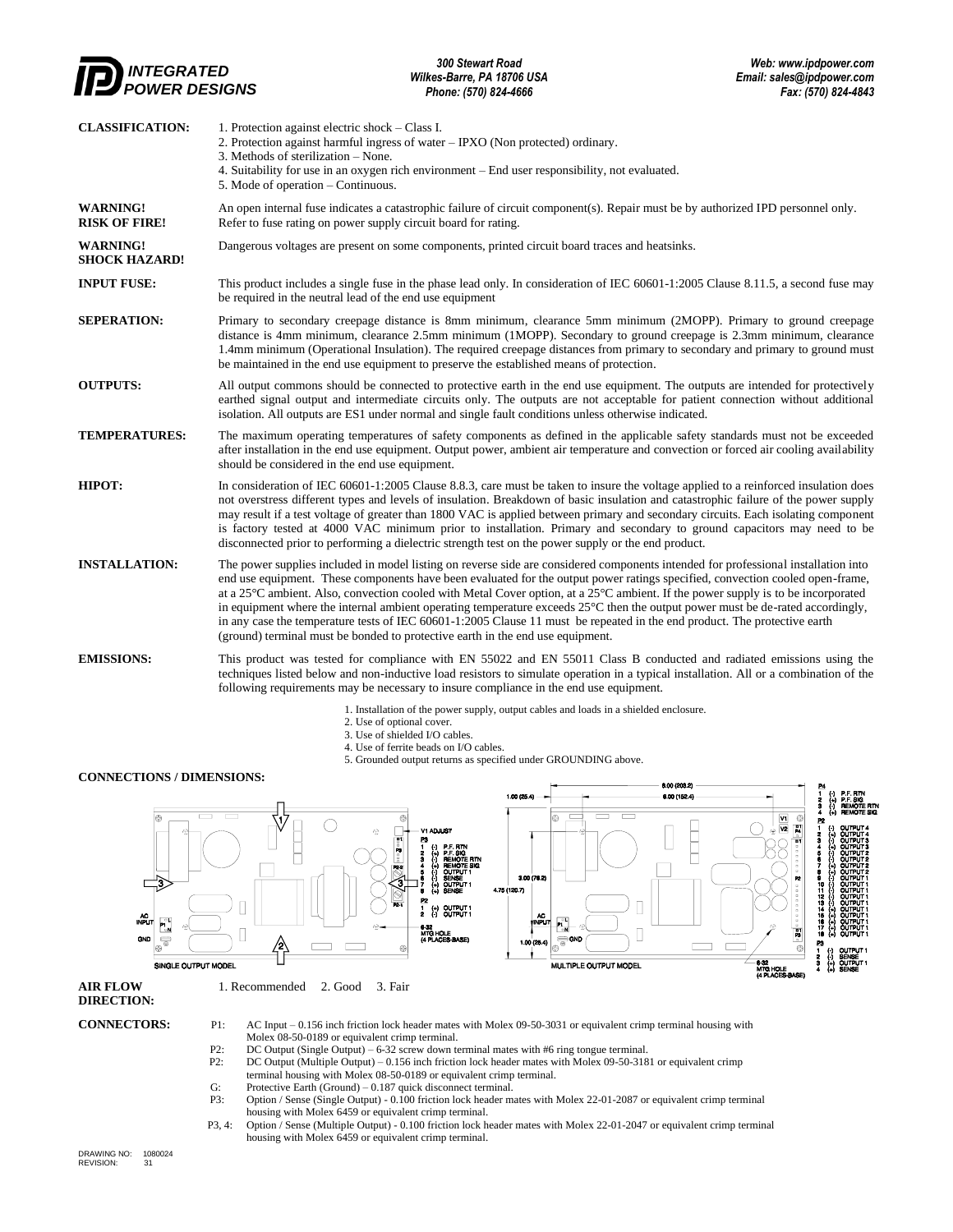**INTEGRATED POWER DESIGNS**

*300 Stewart Road*
*Wilkes-Barre, PA 18706 USA*
*Phone: (570) 824-4666*

*Web: www.ipdpower.com*
*Email: sales@ipdpower.com*
*Fax: (570) 824-4843*

**CLASSIFICATION:**
1. Protection against electric shock – Class I.
2. Protection against harmful ingress of water – IPXO (Non protected) ordinary.
3. Methods of sterilization – None.
4. Suitability for use in an oxygen rich environment – End user responsibility, not evaluated.
5. Mode of operation – Continuous.

**WARNING! RISK OF FIRE!** An open internal fuse indicates a catastrophic failure of circuit component(s). Repair must be by authorized IPD personnel only. Refer to fuse rating on power supply circuit board for rating.

**WARNING! SHOCK HAZARD!** Dangerous voltages are present on some components, printed circuit board traces and heatsinks.

**INPUT FUSE:** This product includes a single fuse in the phase lead only. In consideration of IEC 60601-1:2005 Clause 8.11.5, a second fuse may be required in the neutral lead of the end use equipment

**SEPERATION:** Primary to secondary creepage distance is 8mm minimum, clearance 5mm minimum (2MOPP). Primary to ground creepage distance is 4mm minimum, clearance 2.5mm minimum (1MOPP). Secondary to ground creepage is 2.3mm minimum, clearance 1.4mm minimum (Operational Insulation). The required creepage distances from primary to secondary and primary to ground must be maintained in the end use equipment to preserve the established means of protection.

**OUTPUTS:** All output commons should be connected to protective earth in the end use equipment. The outputs are intended for protectively earthed signal output and intermediate circuits only. The outputs are not acceptable for patient connection without additional isolation. All outputs are ES1 under normal and single fault conditions unless otherwise indicated.

**TEMPERATURES:** The maximum operating temperatures of safety components as defined in the applicable safety standards must not be exceeded after installation in the end use equipment. Output power, ambient air temperature and convection or forced air cooling availability should be considered in the end use equipment.

**HIPOT:** In consideration of IEC 60601-1:2005 Clause 8.8.3, care must be taken to insure the voltage applied to a reinforced insulation does not overstress different types and levels of insulation. Breakdown of basic insulation and catastrophic failure of the power supply may result if a test voltage of greater than 1800 VAC is applied between primary and secondary circuits. Each isolating component is factory tested at 4000 VAC minimum prior to installation. Primary and secondary to ground capacitors may need to be disconnected prior to performing a dielectric strength test on the power supply or the end product.

**INSTALLATION:** The power supplies included in model listing on reverse side are considered components intended for professional installation into end use equipment. These components have been evaluated for the output power ratings specified, convection cooled open-frame, at a 25°C ambient. Also, convection cooled with Metal Cover option, at a 25°C ambient. If the power supply is to be incorporated in equipment where the internal ambient operating temperature exceeds 25°C then the output power must be de-rated accordingly, in any case the temperature tests of IEC 60601-1:2005 Clause 11 must be repeated in the end product. The protective earth (ground) terminal must be bonded to protective earth in the end use equipment.

**EMISSIONS:** This product was tested for compliance with EN 55022 and EN 55011 Class B conducted and radiated emissions using the techniques listed below and non-inductive load resistors to simulate operation in a typical installation. All or a combination of the following requirements may be necessary to insure compliance in the end use equipment.

1. Installation of the power supply, output cables and loads in a shielded enclosure.
2. Use of optional cover.
3. Use of shielded I/O cables.
4. Use of ferrite beads on I/O cables.
5. Grounded output returns as specified under GROUNDING above.

**CONNECTIONS / DIMENSIONS:**

SINGLE OUTPUT MODEL

V1 ADJUST

P3
1 (-) P.F. RTN
2 (+) P.F. SIG
3 (-) REMOTE RTN
4 (+) REMOTE SIG
5 (-) OUTPUT 1
6 (-) SENSE
7 (+) OUTPUT 1
8 (+) SENSE

P2
1 (+) OUTPUT 1
2 (-) OUTPUT 1

AC INPUT P1 L N
GND

6-32 MTG HOLE (4 PLACES-BASE)

MULTIPLE OUTPUT MODEL

8.00 (203.2)
6.00 (152.4)
1.00 (25.4)
3.00 (76.2)
4.75 (120.7)
1.00 (25.4)

AC INPUT P1 L N
GND

6-32 MTG HOLE (4 PLACES-BASE)

P4
1 (-) P.F. RTN
2 (+) P.F. SIG
3 (-) REMOTE RTN
4 (+) REMOTE SIG

P2
1 (-) OUTPUT 4
2 (+) OUTPUT 4
3 (-) OUTPUT 3
4 (+) OUTPUT 3
5 (-) OUTPUT 2
6 (-) OUTPUT 2
7 (+) OUTPUT 2
8 (+) OUTPUT 2
9 (-) OUTPUT 1
10 (-) OUTPUT 1
11 (-) OUTPUT 1
12 (-) OUTPUT 1
13 (-) OUTPUT 1
14 (+) OUTPUT 1
15 (+) OUTPUT 1
16 (+) OUTPUT 1
17 (+) OUTPUT 1
18 (+) OUTPUT 1

P3
1 (-) OUTPUT 1
2 (-) SENSE
3 (+) OUTPUT 1
4 (+) SENSE

**AIR FLOW DIRECTION:** 1. Recommended 2. Good 3. Fair

**CONNECTORS:**

- P1: AC Input – 0.156 inch friction lock header mates with Molex 09-50-3031 or equivalent crimp terminal housing with Molex 08-50-0189 or equivalent crimp terminal.
- P2: DC Output (Single Output) – 6-32 screw down terminal mates with #6 ring tongue terminal.
- P2: DC Output (Multiple Output) – 0.156 inch friction lock header mates with Molex 09-50-3181 or equivalent crimp terminal housing with Molex 08-50-0189 or equivalent crimp terminal.
- G: Protective Earth (Ground) – 0.187 quick disconnect terminal.
- P3: Option / Sense (Single Output) - 0.100 friction lock header mates with Molex 22-01-2087 or equivalent crimp terminal housing with Molex 6459 or equivalent crimp terminal.
- P3, 4: Option / Sense (Multiple Output) - 0.100 friction lock header mates with Molex 22-01-2047 or equivalent crimp terminal housing with Molex 6459 or equivalent crimp terminal.

DRAWING NO: 1080024
REVISION: 31